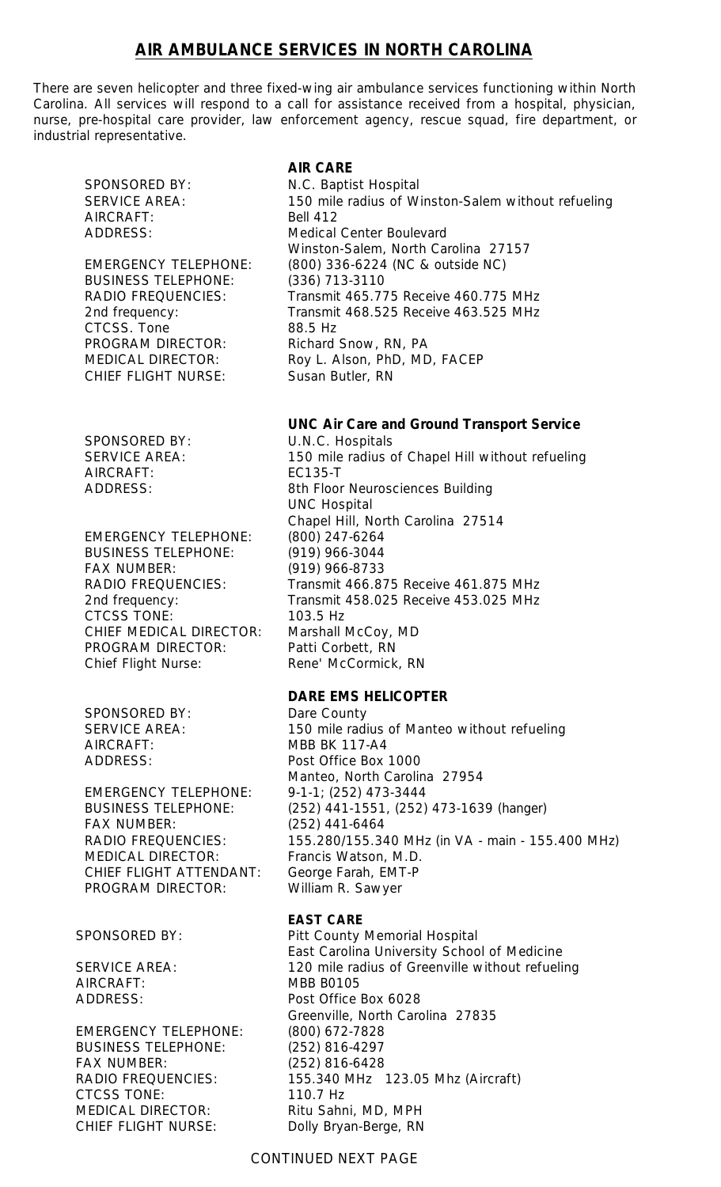# AIR AMBULANCE SERVICES IN NORTH CAROLINA

There are seven helicopter and three fixed-wing air ambulance services functioning within North Carolina. All services will respond to a call for assistance received from a hospital, physician, nurse, pre-hospital care provider, law enforcement agency, rescue squad, fire department, or industrial representative.

## AIR CARE

| | |
|---|---|
| SPONSORED BY: | N.C. Baptist Hospital |
| SERVICE AREA: | 150 mile radius of Winston-Salem without refueling |
| AIRCRAFT: | Bell 412 |
| ADDRESS: | Medical Center Boulevard<br>Winston-Salem, North Carolina 27157 |
| EMERGENCY TELEPHONE: | (800) 336-6224 (NC & outside NC) |
| BUSINESS TELEPHONE: | (336) 713-3110 |
| RADIO FREQUENCIES: | Transmit 465.775 Receive 460.775 MHz |
| 2nd frequency: | Transmit 468.525 Receive 463.525 MHz |
| CTCSS. Tone | 88.5 Hz |
| PROGRAM DIRECTOR: | Richard Snow, RN, PA |
| MEDICAL DIRECTOR: | Roy L. Alson, PhD, MD, FACEP |
| CHIEF FLIGHT NURSE: | Susan Butler, RN |

## UNC Air Care and Ground Transport Service

| | |
|---|---|
| SPONSORED BY: | U.N.C. Hospitals |
| SERVICE AREA: | 150 mile radius of Chapel Hill without refueling |
| AIRCRAFT: | EC135-T |
| ADDRESS: | 8th Floor Neurosciences Building<br>UNC Hospital<br>Chapel Hill, North Carolina 27514 |
| EMERGENCY TELEPHONE: | (800) 247-6264 |
| BUSINESS TELEPHONE: | (919) 966-3044 |
| FAX NUMBER: | (919) 966-8733 |
| RADIO FREQUENCIES: | Transmit 466.875 Receive 461.875 MHz |
| 2nd frequency: | Transmit 458.025 Receive 453.025 MHz |
| CTCSS TONE: | 103.5 Hz |
| CHIEF MEDICAL DIRECTOR: | Marshall McCoy, MD |
| PROGRAM DIRECTOR: | Patti Corbett, RN |
| Chief Flight Nurse: | Rene' McCormick, RN |

## DARE EMS HELICOPTER

| | |
|---|---|
| SPONSORED BY: | Dare County |
| SERVICE AREA: | 150 mile radius of Manteo without refueling |
| AIRCRAFT: | MBB BK 117-A4 |
| ADDRESS: | Post Office Box 1000<br>Manteo, North Carolina 27954 |
| EMERGENCY TELEPHONE: | 9-1-1; (252) 473-3444 |
| BUSINESS TELEPHONE: | (252) 441-1551, (252) 473-1639 (hanger) |
| FAX NUMBER: | (252) 441-6464 |
| RADIO FREQUENCIES: | 155.280/155.340 MHz (in VA - main - 155.400 MHz) |
| MEDICAL DIRECTOR: | Francis Watson, M.D. |
| CHIEF FLIGHT ATTENDANT: | George Farah, EMT-P |
| PROGRAM DIRECTOR: | William R. Sawyer |

## EAST CARE

| | |
|---|---|
| SPONSORED BY: | Pitt County Memorial Hospital<br>East Carolina University School of Medicine |
| SERVICE AREA: | 120 mile radius of Greenville without refueling |
| AIRCRAFT: | MBB B0105 |
| ADDRESS: | Post Office Box 6028<br>Greenville, North Carolina 27835 |
| EMERGENCY TELEPHONE: | (800) 672-7828 |
| BUSINESS TELEPHONE: | (252) 816-4297 |
| FAX NUMBER: | (252) 816-6428 |
| RADIO FREQUENCIES: | 155.340 MHz 123.05 Mhz (Aircraft) |
| CTCSS TONE: | 110.7 Hz |
| MEDICAL DIRECTOR: | Ritu Sahni, MD, MPH |
| CHIEF FLIGHT NURSE: | Dolly Bryan-Berge, RN |

CONTINUED NEXT PAGE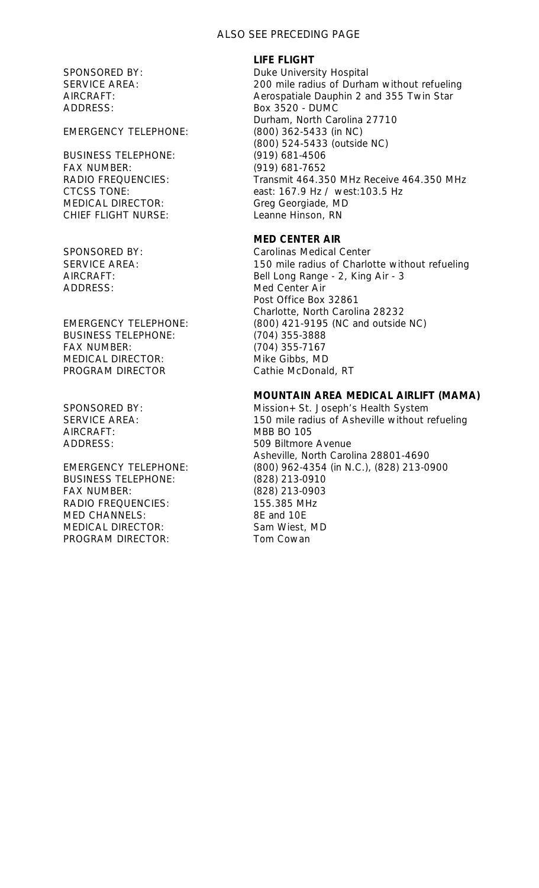ALSO SEE PRECEDING PAGE

## LIFE FLIGHT

| | |
|---|---|
| SPONSORED BY: | Duke University Hospital |
| SERVICE AREA: | 200 mile radius of Durham without refueling |
| AIRCRAFT: | Aerospatiale Dauphin 2 and 355 Twin Star |
| ADDRESS: | Box 3520 - DUMC<br>Durham, North Carolina 27710 |
| EMERGENCY TELEPHONE: | (800) 362-5433 (in NC)<br>(800) 524-5433 (outside NC) |
| BUSINESS TELEPHONE: | (919) 681-4506 |
| FAX NUMBER: | (919) 681-7652 |
| RADIO FREQUENCIES: | Transmit 464.350 MHz Receive 464.350 MHz |
| CTCSS TONE: | east: 167.9 Hz / west:103.5 Hz |
| MEDICAL DIRECTOR: | Greg Georgiade, MD |
| CHIEF FLIGHT NURSE: | Leanne Hinson, RN |

## MED CENTER AIR

| | |
|---|---|
| SPONSORED BY: | Carolinas Medical Center |
| SERVICE AREA: | 150 mile radius of Charlotte without refueling |
| AIRCRAFT: | Bell Long Range - 2, King Air - 3 |
| ADDRESS: | Med Center Air<br>Post Office Box 32861<br>Charlotte, North Carolina 28232 |
| EMERGENCY TELEPHONE: | (800) 421-9195 (NC and outside NC) |
| BUSINESS TELEPHONE: | (704) 355-3888 |
| FAX NUMBER: | (704) 355-7167 |
| MEDICAL DIRECTOR: | Mike Gibbs, MD |
| PROGRAM DIRECTOR | Cathie McDonald, RT |

## MOUNTAIN AREA MEDICAL AIRLIFT (MAMA)

| | |
|---|---|
| SPONSORED BY: | Mission+ St. Joseph's Health System |
| SERVICE AREA: | 150 mile radius of Asheville without refueling |
| AIRCRAFT: | MBB BO 105 |
| ADDRESS: | 509 Biltmore Avenue<br>Asheville, North Carolina 28801-4690 |
| EMERGENCY TELEPHONE: | (800) 962-4354 (in N.C.), (828) 213-0900 |
| BUSINESS TELEPHONE: | (828) 213-0910 |
| FAX NUMBER: | (828) 213-0903 |
| RADIO FREQUENCIES: | 155.385 MHz |
| MED CHANNELS: | 8E and 10E |
| MEDICAL DIRECTOR: | Sam Wiest, MD |
| PROGRAM DIRECTOR: | Tom Cowan |